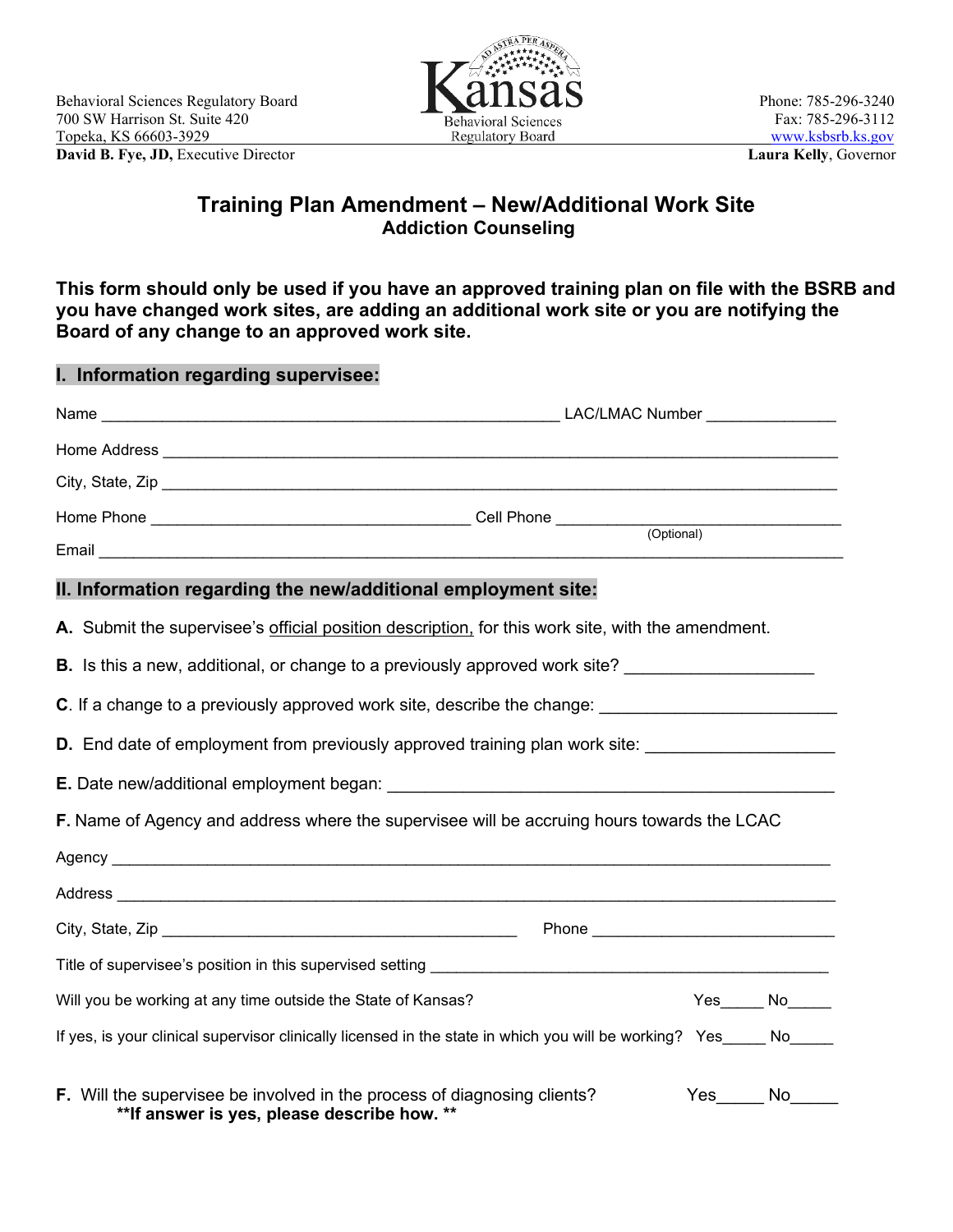Behavioral Sciences Regulatory Board
700 SW Harrison St. Suite 420
Topeka, KS 66603-3929
**David B. Fye, JD,** Executive Director

Kansas Behavioral Sciences Regulatory Board

Phone: 785-296-3240
Fax: 785-296-3112
www.ksbsrb.ks.gov
**Laura Kelly**, Governor

# Training Plan Amendment – New/Additional Work Site

## Addiction Counseling

**This form should only be used if you have an approved training plan on file with the BSRB and you have changed work sites, are adding an additional work site or you are notifying the Board of any change to an approved work site.**

### I. Information regarding supervisee:

Name ______________________________________________ LAC/LMAC Number ______________

Home Address ______________________________________________________________________

City, State, Zip ____________________________________________________________________

Home Phone ___________________________________ Cell Phone _____________________________ (Optional)

Email ______________________________________________________________________________

### II. Information regarding the new/additional employment site:

**A.** Submit the supervisee's official position description, for this work site, with the amendment.

**B.** Is this a new, additional, or change to a previously approved work site? ____________________

**C**. If a change to a previously approved work site, describe the change: ________________________

**D.** End date of employment from previously approved training plan work site: ___________________

**E.** Date new/additional employment began: ______________________________________________

**F.** Name of Agency and address where the supervisee will be accruing hours towards the LCAC

Agency _____________________________________________________________________________

Address ____________________________________________________________________________

City, State, Zip ________________________________________ Phone ___________________________

Title of supervisee's position in this supervised setting ______________________________________________

Will you be working at any time outside the State of Kansas? Yes_____ No_____

If yes, is your clinical supervisor clinically licensed in the state in which you will be working? Yes_____ No_____

**F.** Will the supervisee be involved in the process of diagnosing clients? Yes_____ No_____
**\*\*If answer is yes, please describe how. \*\***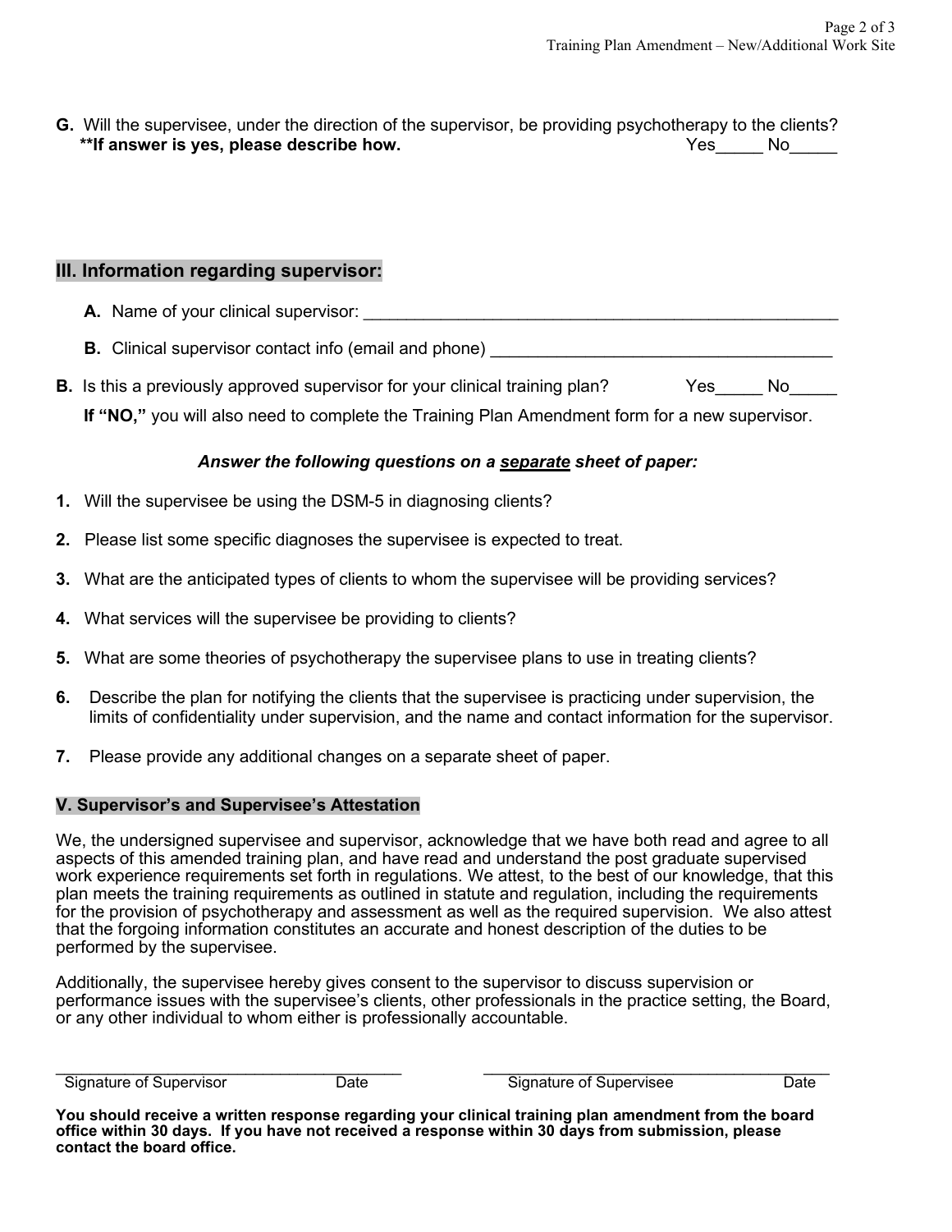**G.** Will the supervisee, under the direction of the supervisor, be providing psychotherapy to the clients? Yes_____ No_____
**If answer is yes, please describe how.**

## III. Information regarding supervisor:

**A.** Name of your clinical supervisor: ____________________________________________________

**B.** Clinical supervisor contact info (email and phone) ____________________________________

**B.** Is this a previously approved supervisor for your clinical training plan? Yes_____ No_____

**If "NO,"** you will also need to complete the Training Plan Amendment form for a new supervisor.

***Answer the following questions on a separate sheet of paper:***

1. Will the supervisee be using the DSM-5 in diagnosing clients?
2. Please list some specific diagnoses the supervisee is expected to treat.
3. What are the anticipated types of clients to whom the supervisee will be providing services?
4. What services will the supervisee be providing to clients?
5. What are some theories of psychotherapy the supervisee plans to use in treating clients?
6. Describe the plan for notifying the clients that the supervisee is practicing under supervision, the limits of confidentiality under supervision, and the name and contact information for the supervisor.
7. Please provide any additional changes on a separate sheet of paper.

## V. Supervisor's and Supervisee's Attestation

We, the undersigned supervisee and supervisor, acknowledge that we have both read and agree to all aspects of this amended training plan, and have read and understand the post graduate supervised work experience requirements set forth in regulations. We attest, to the best of our knowledge, that this plan meets the training requirements as outlined in statute and regulation, including the requirements for the provision of psychotherapy and assessment as well as the required supervision. We also attest that the forgoing information constitutes an accurate and honest description of the duties to be performed by the supervisee.

Additionally, the supervisee hereby gives consent to the supervisor to discuss supervision or performance issues with the supervisee's clients, other professionals in the practice setting, the Board, or any other individual to whom either is professionally accountable.

_____________________________________ &nbsp;&nbsp;&nbsp;&nbsp; _____________________________________
Signature of Supervisor &nbsp;&nbsp;&nbsp; Date &nbsp;&nbsp;&nbsp;&nbsp;&nbsp;&nbsp; Signature of Supervisee &nbsp;&nbsp;&nbsp; Date

**You should receive a written response regarding your clinical training plan amendment from the board office within 30 days. If you have not received a response within 30 days from submission, please contact the board office.**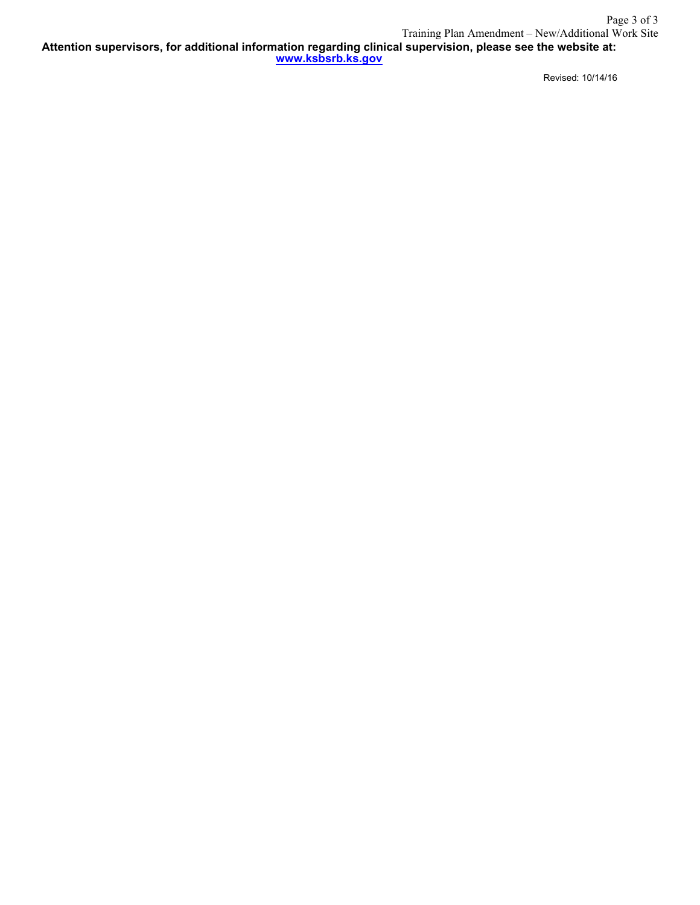**Attention supervisors, for additional information regarding clinical supervision, please see the website at: [www.ksbsrb.ks.gov](http://www.ksbsrb.ks.gov)**

Revised: 10/14/16